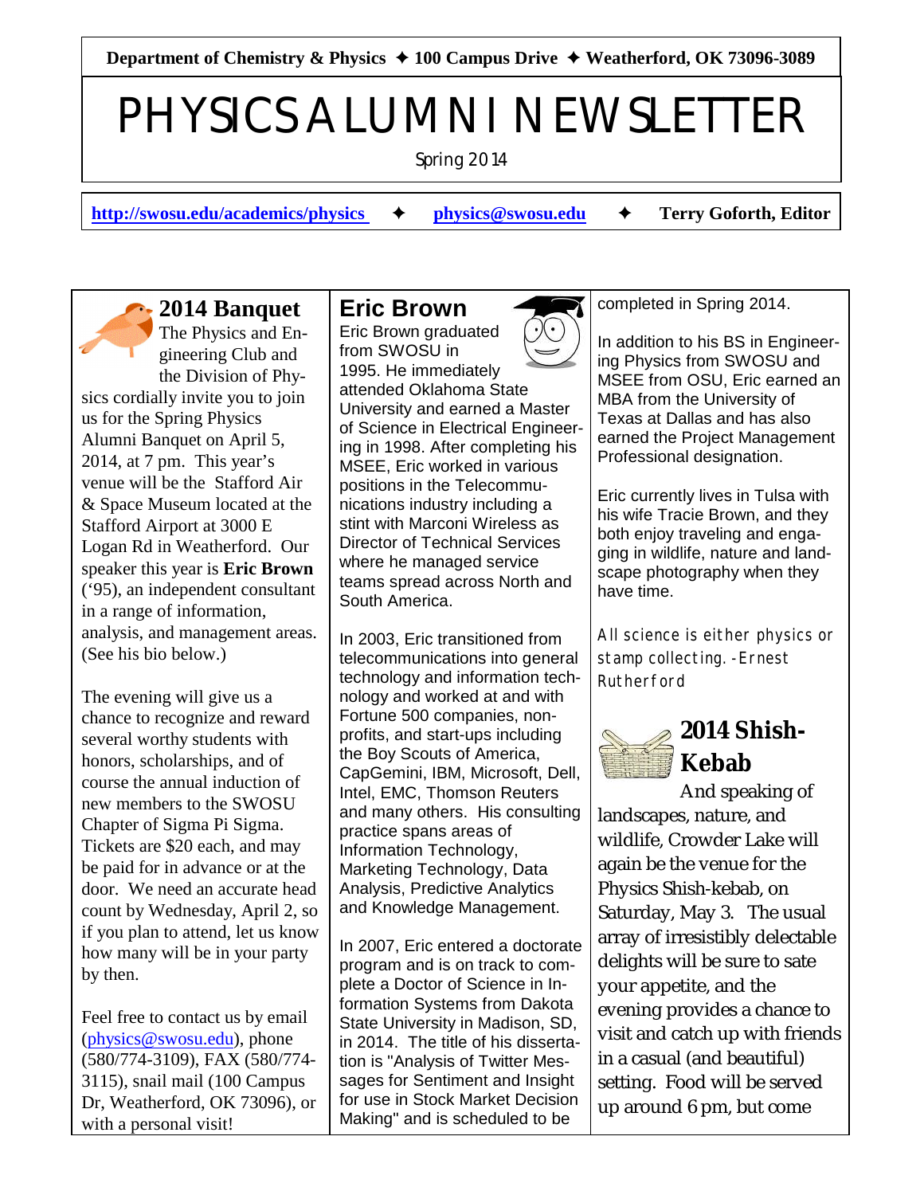**Department of Chemistry & Physics ✦ 100 Campus Drive ✦ Weatherford, OK 73096-3089**

# PHYSICS ALUMNI NEWSLETTER

Spring 2014

**http://swosu.edu/academics/physics** ✦ **physics@swosu.edu** ✦ **Terry Goforth, Editor**

## 2014 Banquet

The Physics and Engineering Club and the Division of Physics cordially invite you to join us for the Spring Physics Alumni Banquet on April 5, 2014, at 7 pm. This year's venue will be the Stafford Air & Space Museum located at the Stafford Airport at 3000 E Logan Rd in Weatherford. Our speaker this year is **Eric Brown** ('95), an independent consultant in a range of information, analysis, and management areas. (See his bio below.)

The evening will give us a chance to recognize and reward several worthy students with honors, scholarships, and of course the annual induction of new members to the SWOSU Chapter of Sigma Pi Sigma. Tickets are $20 each, and may be paid for in advance or at the door. We need an accurate head count by Wednesday, April 2, so if you plan to attend, let us know how many will be in your party by then.

Feel free to contact us by email (physics@swosu.edu), phone (580/774-3109), FAX (580/774-3115), snail mail (100 Campus Dr, Weatherford, OK 73096), or with a personal visit!

## Eric Brown

Eric Brown graduated from SWOSU in 1995. He immediately attended Oklahoma State University and earned a Master of Science in Electrical Engineering in 1998. After completing his MSEE, Eric worked in various positions in the Telecommunications industry including a stint with Marconi Wireless as Director of Technical Services where he managed service teams spread across North and South America.

In 2003, Eric transitioned from telecommunications into general technology and information technology and worked at and with Fortune 500 companies, non-profits, and start-ups including the Boy Scouts of America, CapGemini, IBM, Microsoft, Dell, Intel, EMC, Thomson Reuters and many others. His consulting practice spans areas of Information Technology, Marketing Technology, Data Analysis, Predictive Analytics and Knowledge Management.

In 2007, Eric entered a doctorate program and is on track to complete a Doctor of Science in Information Systems from Dakota State University in Madison, SD, in 2014. The title of his dissertation is "Analysis of Twitter Messages for Sentiment and Insight for use in Stock Market Decision Making" and is scheduled to be completed in Spring 2014.

In addition to his BS in Engineering Physics from SWOSU and MSEE from OSU, Eric earned an MBA from the University of Texas at Dallas and has also earned the Project Management Professional designation.

Eric currently lives in Tulsa with his wife Tracie Brown, and they both enjoy traveling and engaging in wildlife, nature and landscape photography when they have time.

*All science is either physics or stamp collecting. -Ernest Rutherford*

## 2014 Shish-Kebab

And speaking of landscapes, nature, and wildlife, Crowder Lake will again be the venue for the Physics Shish-kebab, on Saturday, May 3. The usual array of irresistibly delectable delights will be sure to sate your appetite, and the evening provides a chance to visit and catch up with friends in a casual (and beautiful) setting. Food will be served up around 6 pm, but come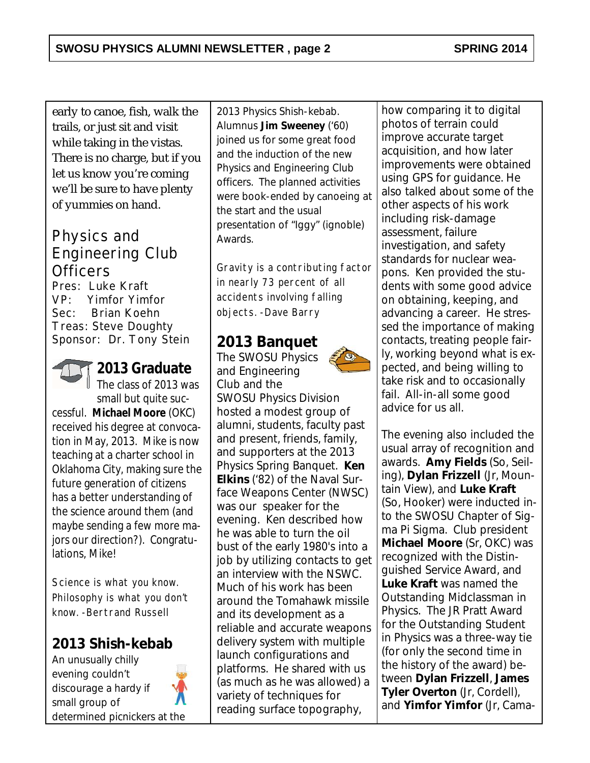early to canoe, fish, walk the trails, or just sit and visit while taking in the vistas. There is no charge, but if you let us know you're coming we'll be sure to have plenty of yummies on hand.

## Physics and Engineering Club Officers

Pres: Luke Kraft
VP: Yimfor Yimfor
Sec: Brian Koehn
Treas: Steve Doughty
Sponsor: Dr. Tony Stein

## 2013 Graduate

The class of 2013 was small but quite successful. **Michael Moore** (OKC) received his degree at convocation in May, 2013. Mike is now teaching at a charter school in Oklahoma City, making sure the future generation of citizens has a better understanding of the science around them (and maybe sending a few more majors our direction?). Congratulations, Mike!

*Science is what you know. Philosophy is what you don't know. -Bertrand Russell*

## 2013 Shish-kebab

An unusually chilly evening couldn't discourage a hardy if small group of determined picnickers at the 2013 Physics Shish-kebab. Alumnus **Jim Sweeney** ('60) joined us for some great food and the induction of the new Physics and Engineering Club officers. The planned activities were book-ended by canoeing at the start and the usual presentation of "Iggy" (ignoble) Awards.

*Gravity is a contributing factor in nearly 73 percent of all accidents involving falling objects. -Dave Barry*

## 2013 Banquet

The SWOSU Physics and Engineering Club and the SWOSU Physics Division hosted a modest group of alumni, students, faculty past and present, friends, family, and supporters at the 2013 Physics Spring Banquet. **Ken Elkins** ('82) of the Naval Surface Weapons Center (NWSC) was our speaker for the evening. Ken described how he was able to turn the oil bust of the early 1980's into a job by utilizing contacts to get an interview with the NSWC. Much of his work has been around the Tomahawk missile and its development as a reliable and accurate weapons delivery system with multiple launch configurations and platforms. He shared with us (as much as he was allowed) a variety of techniques for reading surface topography, how comparing it to digital photos of terrain could improve accurate target acquisition, and how later improvements were obtained using GPS for guidance. He also talked about some of the other aspects of his work including risk-damage assessment, failure investigation, and safety standards for nuclear weapons. Ken provided the students with some good advice on obtaining, keeping, and advancing a career. He stressed the importance of making contacts, treating people fairly, working beyond what is expected, and being willing to take risk and to occasionally fail. All-in-all some good advice for us all.

The evening also included the usual array of recognition and awards. **Amy Fields** (So, Seiling), **Dylan Frizzell** (Jr, Mountain View), and **Luke Kraft** (So, Hooker) were inducted into the SWOSU Chapter of Sigma Pi Sigma. Club president **Michael Moore** (Sr, OKC) was recognized with the Distinguished Service Award, and **Luke Kraft** was named the Outstanding Midclassman in Physics. The JR Pratt Award for the Outstanding Student in Physics was a three-way tie (for only the second time in the history of the award) between **Dylan Frizzell**, **James Tyler Overton** (Jr, Cordell), and **Yimfor Yimfor** (Jr, Cama-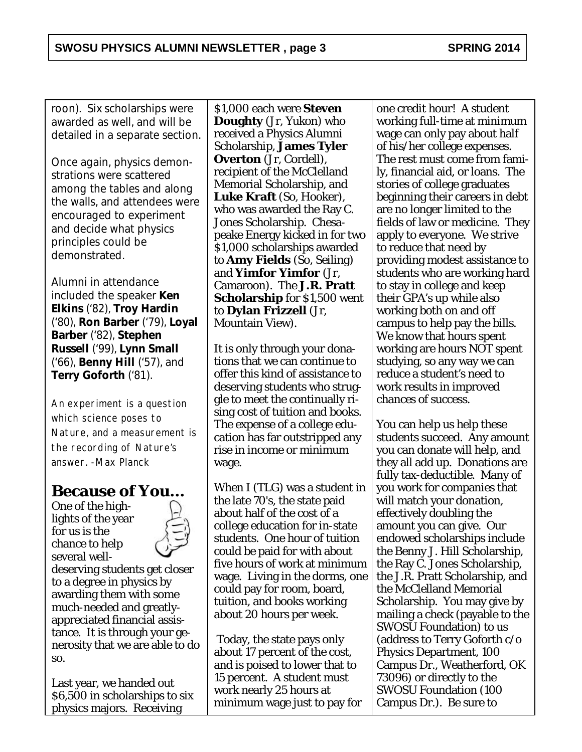roon). Six scholarships were awarded as well, and will be detailed in a separate section.

Once again, physics demonstrations were scattered among the tables and along the walls, and attendees were encouraged to experiment and decide what physics principles could be demonstrated.

Alumni in attendance included the speaker **Ken Elkins** ('82), **Troy Hardin** ('80), **Ron Barber** ('79), **Loyal Barber** ('82), **Stephen Russell** ('99), **Lynn Small** ('66), **Benny Hill** ('57), and **Terry Goforth** ('81).

*An experiment is a question which science poses to Nature, and a measurement is the recording of Nature's answer. -Max Planck*

## Because of You...

One of the highlights of the year for us is the chance to help several well-deserving students get closer to a degree in physics by awarding them with some much-needed and greatly-appreciated financial assistance. It is through your generosity that we are able to do so.

Last year, we handed out $6,500 in scholarships to six physics majors. Receiving $1,000 each were **Steven Doughty** (Jr, Yukon) who received a Physics Alumni Scholarship, **James Tyler Overton** (Jr, Cordell), recipient of the McClelland Memorial Scholarship, and **Luke Kraft** (So, Hooker), who was awarded the Ray C. Jones Scholarship. Chesapeake Energy kicked in for two $1,000 scholarships awarded to **Amy Fields** (So, Seiling) and **Yimfor Yimfor** (Jr, Camaroon). The **J.R. Pratt Scholarship** for $1,500 went to **Dylan Frizzell** (Jr, Mountain View).

It is only through your donations that we can continue to offer this kind of assistance to deserving students who struggle to meet the continually rising cost of tuition and books. The expense of a college education has far outstripped any rise in income or minimum wage.

When I (TLG) was a student in the late 70's, the state paid about half of the cost of a college education for in-state students. One hour of tuition could be paid for with about five hours of work at minimum wage. Living in the dorms, one could pay for room, board, tuition, and books working about 20 hours per week.

Today, the state pays only about 17 percent of the cost, and is poised to lower that to 15 percent. A student must work nearly 25 hours at minimum wage just to pay for one credit hour! A student working full-time at minimum wage can only pay about half of his/her college expenses. The rest must come from family, financial aid, or loans. The stories of college graduates beginning their careers in debt are no longer limited to the fields of law or medicine. They apply to everyone. We strive to reduce that need by providing modest assistance to students who are working hard to stay in college and keep their GPA's up while also working both on and off campus to help pay the bills. We know that hours spent working are hours NOT spent studying, so any way we can reduce a student's need to work results in improved chances of success.

You can help us help these students succeed. Any amount you can donate will help, and they all add up. Donations are fully tax-deductible. Many of you work for companies that will match your donation, effectively doubling the amount you can give. Our endowed scholarships include the Benny J. Hill Scholarship, the Ray C. Jones Scholarship, the J.R. Pratt Scholarship, and the McClelland Memorial Scholarship. You may give by mailing a check (payable to the SWOSU Foundation) to us (address to Terry Goforth c/o Physics Department, 100 Campus Dr., Weatherford, OK 73096) or directly to the SWOSU Foundation (100 Campus Dr.). Be sure to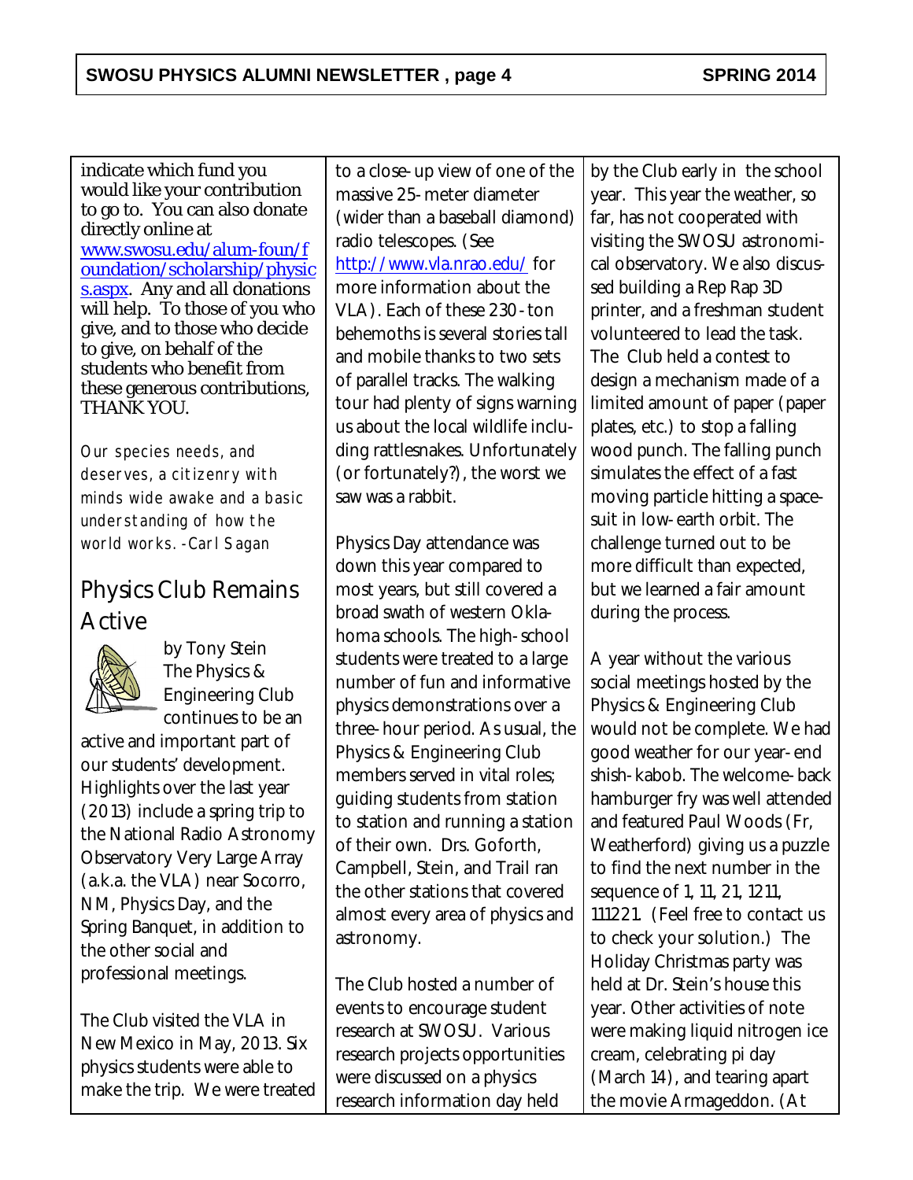indicate which fund you would like your contribution to go to. You can also donate directly online at [www.swosu.edu/alum-foun/foundation/scholarship/physics.aspx](www.swosu.edu/alum-foun/foundation/scholarship/physics.aspx). Any and all donations will help. To those of you who give, and to those who decide to give, on behalf of the students who benefit from these generous contributions, THANK YOU.

Our species needs, and deserves, a citizenry with minds wide awake and a basic understanding of how the world works. -Carl Sagan

## Physics Club Remains Active

by Tony Stein

The Physics & Engineering Club continues to be an active and important part of our students' development. Highlights over the last year (2013) include a spring trip to the National Radio Astronomy Observatory Very Large Array (a.k.a. the VLA) near Socorro, NM, Physics Day, and the Spring Banquet, in addition to the other social and professional meetings.

The Club visited the VLA in New Mexico in May, 2013. Six physics students were able to make the trip. We were treated to a close-up view of one of the massive 25-meter diameter (wider than a baseball diamond) radio telescopes. (See [http://www.vla.nrao.edu/](http://www.vla.nrao.edu/) for more information about the VLA). Each of these 230-ton behemoths is several stories tall and mobile thanks to two sets of parallel tracks. The walking tour had plenty of signs warning us about the local wildlife including rattlesnakes. Unfortunately (or fortunately?), the worst we saw was a rabbit.

Physics Day attendance was down this year compared to most years, but still covered a broad swath of western Oklahoma schools. The high-school students were treated to a large number of fun and informative physics demonstrations over a three-hour period. As usual, the Physics & Engineering Club members served in vital roles; guiding students from station to station and running a station of their own. Drs. Goforth, Campbell, Stein, and Trail ran the other stations that covered almost every area of physics and astronomy.

The Club hosted a number of events to encourage student research at SWOSU. Various research projects opportunities were discussed on a physics research information day held by the Club early in the school year. This year the weather, so far, has not cooperated with visiting the SWOSU astronomical observatory. We also discussed building a Rep Rap 3D printer, and a freshman student volunteered to lead the task. The Club held a contest to design a mechanism made of a limited amount of paper (paper plates, etc.) to stop a falling wood punch. The falling punch simulates the effect of a fast moving particle hitting a spacesuit in low-earth orbit. The challenge turned out to be more difficult than expected, but we learned a fair amount during the process.

A year without the various social meetings hosted by the Physics & Engineering Club would not be complete. We had good weather for our year-end shish-kabob. The welcome-back hamburger fry was well attended and featured Paul Woods (Fr, Weatherford) giving us a puzzle to find the next number in the sequence of 1, 11, 21, 1211, 111221. (Feel free to contact us to check your solution.) The Holiday Christmas party was held at Dr. Stein's house this year. Other activities of note were making liquid nitrogen ice cream, celebrating pi day (March 14), and tearing apart the movie Armageddon. (At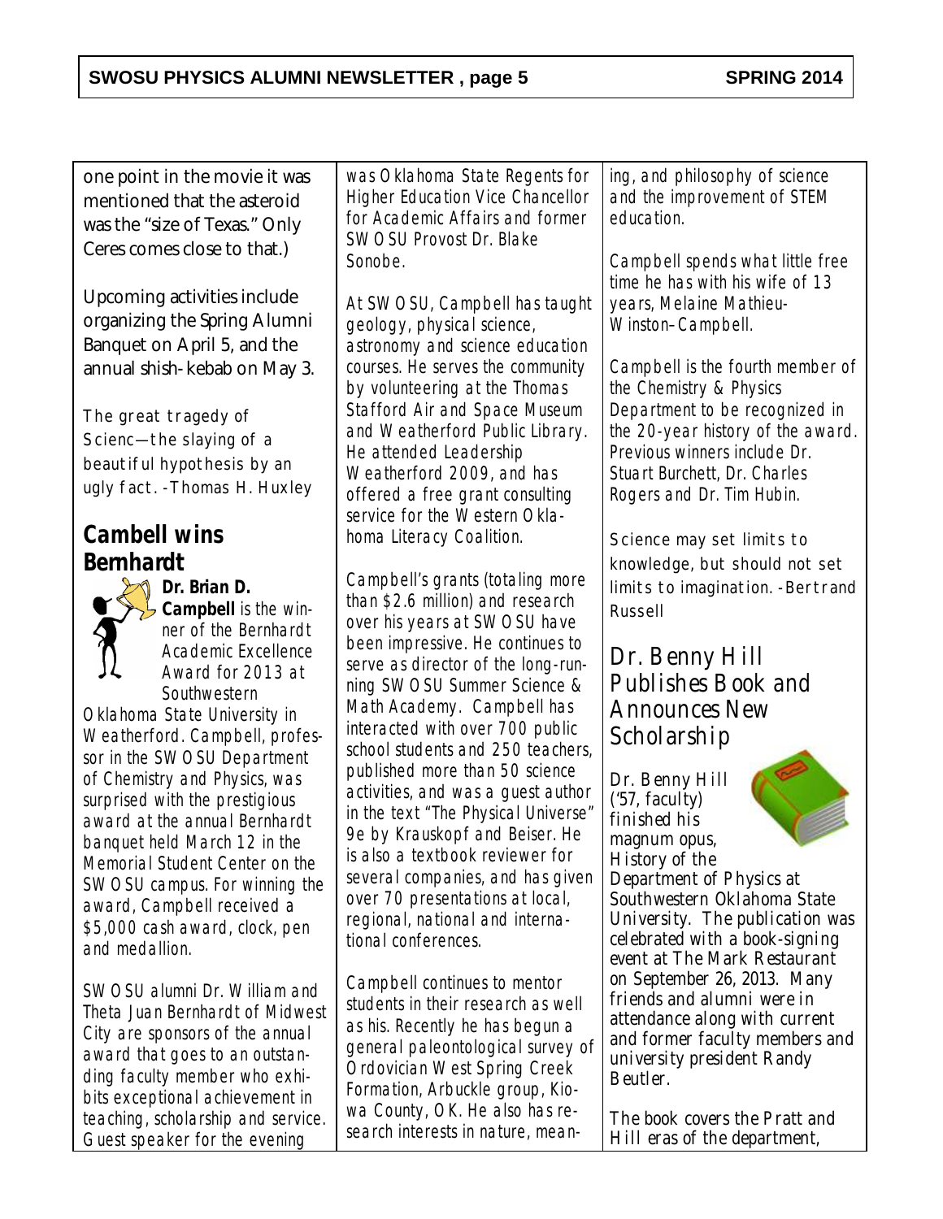one point in the movie it was mentioned that the asteroid was the "size of Texas." Only Ceres comes close to that.)

Upcoming activities include organizing the Spring Alumni Banquet on April 5, and the annual shish-kebab on May 3.

The great tragedy of Scienc—the slaying of a beautiful hypothesis by an ugly fact. -Thomas H. Huxley

## Cambell wins Bernhardt

**Dr. Brian D. Campbell** is the winner of the Bernhardt Academic Excellence Award for 2013 at Southwestern Oklahoma State University in Weatherford. Campbell, professor in the SWOSU Department of Chemistry and Physics, was surprised with the prestigious award at the annual Bernhardt banquet held March 12 in the Memorial Student Center on the SWOSU campus. For winning the award, Campbell received a $5,000 cash award, clock, pen and medallion.

SWOSU alumni Dr. William and Theta Juan Bernhardt of Midwest City are sponsors of the annual award that goes to an outstanding faculty member who exhibits exceptional achievement in teaching, scholarship and service. Guest speaker for the evening was Oklahoma State Regents for Higher Education Vice Chancellor for Academic Affairs and former SWOSU Provost Dr. Blake Sonobe.

At SWOSU, Campbell has taught geology, physical science, astronomy and science education courses. He serves the community by volunteering at the Thomas Stafford Air and Space Museum and Weatherford Public Library. He attended Leadership Weatherford 2009, and has offered a free grant consulting service for the Western Oklahoma Literacy Coalition.

Campbell's grants (totaling more than $2.6 million) and research over his years at SWOSU have been impressive. He continues to serve as director of the long-running SWOSU Summer Science & Math Academy. Campbell has interacted with over 700 public school students and 250 teachers, published more than 50 science activities, and was a guest author in the text "The Physical Universe" 9e by Krauskopf and Beiser. He is also a textbook reviewer for several companies, and has given over 70 presentations at local, regional, national and international conferences.

Campbell continues to mentor students in their research as well as his. Recently he has begun a general paleontological survey of Ordovician West Spring Creek Formation, Arbuckle group, Kiowa County, OK. He also has research interests in nature, meaning, and philosophy of science and the improvement of STEM education.

Campbell spends what little free time he has with his wife of 13 years, Melaine Mathieu-Winston–Campbell.

Campbell is the fourth member of the Chemistry & Physics Department to be recognized in the 20-year history of the award. Previous winners include Dr. Stuart Burchett, Dr. Charles Rogers and Dr. Tim Hubin.

Science may set limits to knowledge, but should not set limits to imagination. -Bertrand Russell

## Dr. Benny Hill Publishes Book and Announces New Scholarship

Dr. Benny Hill ('57, faculty) finished his magnum opus, History of the Department of Physics at Southwestern Oklahoma State University. The publication was celebrated with a book-signing event at The Mark Restaurant on September 26, 2013. Many friends and alumni were in attendance along with current and former faculty members and university president Randy Beutler.

The book covers the Pratt and Hill eras of the department,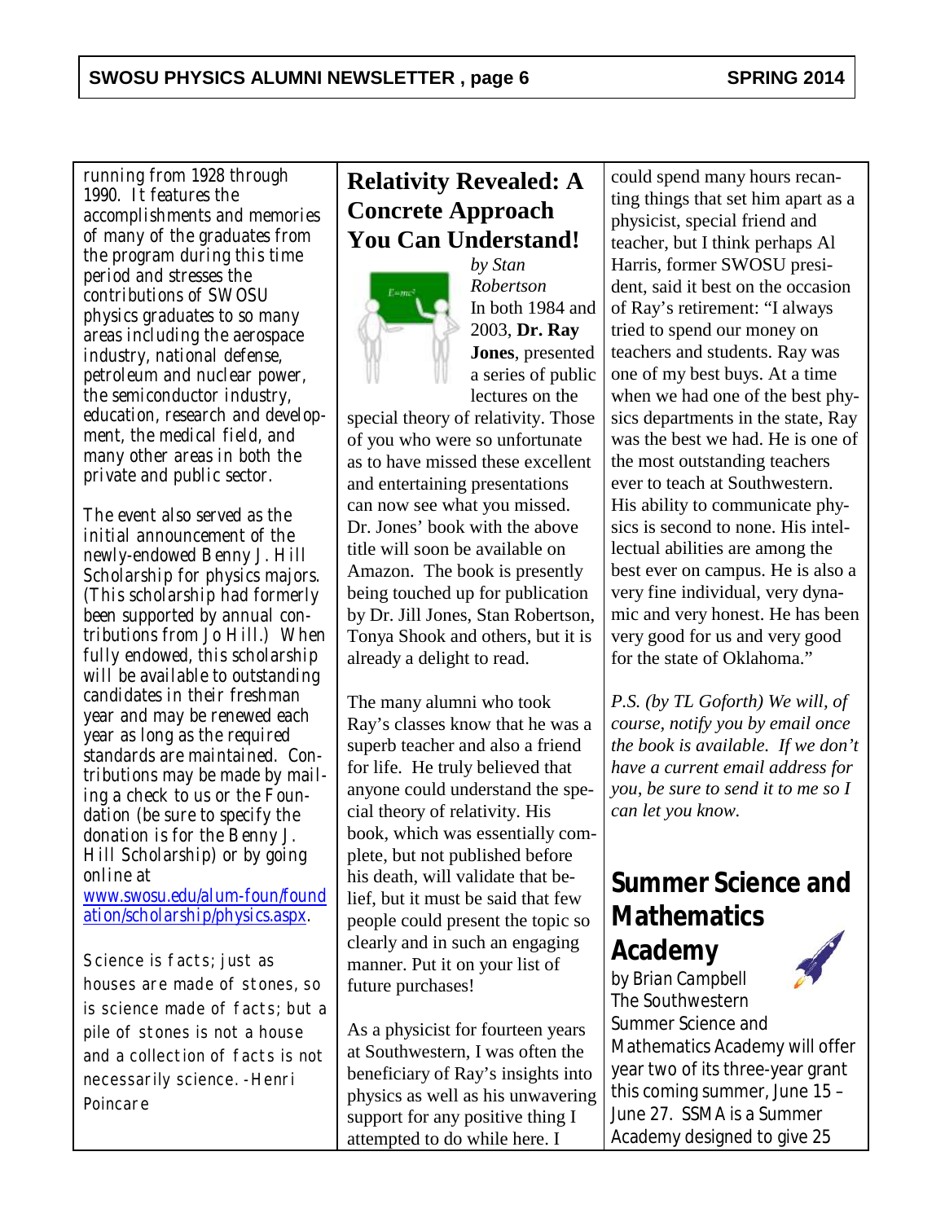running from 1928 through 1990. It features the accomplishments and memories of many of the graduates from the program during this time period and stresses the contributions of SWOSU physics graduates to so many areas including the aerospace industry, national defense, petroleum and nuclear power, the semiconductor industry, education, research and development, the medical field, and many other areas in both the private and public sector.

The event also served as the initial announcement of the newly-endowed Benny J. Hill Scholarship for physics majors. (This scholarship had formerly been supported by annual contributions from Jo Hill.) When fully endowed, this scholarship will be available to outstanding candidates in their freshman year and may be renewed each year as long as the required standards are maintained. Contributions may be made by mailing a check to us or the Foundation (be sure to specify the donation is for the Benny J. Hill Scholarship) or by going online at [www.swosu.edu/alum-foun/foundation/scholarship/physics.aspx](www.swosu.edu/alum-foun/foundation/scholarship/physics.aspx).

Science is facts; just as houses are made of stones, so is science made of facts; but a pile of stones is not a house and a collection of facts is not necessarily science. -Henri Poincare

## Relativity Revealed: A Concrete Approach You Can Understand!

*by Stan Robertson*

In both 1984 and 2003, **Dr. Ray Jones**, presented a series of public lectures on the special theory of relativity. Those of you who were so unfortunate as to have missed these excellent and entertaining presentations can now see what you missed. Dr. Jones' book with the above title will soon be available on Amazon. The book is presently being touched up for publication by Dr. Jill Jones, Stan Robertson, Tonya Shook and others, but it is already a delight to read.

The many alumni who took Ray's classes know that he was a superb teacher and also a friend for life. He truly believed that anyone could understand the special theory of relativity. His book, which was essentially complete, but not published before his death, will validate that belief, but it must be said that few people could present the topic so clearly and in such an engaging manner. Put it on your list of future purchases!

As a physicist for fourteen years at Southwestern, I was often the beneficiary of Ray's insights into physics as well as his unwavering support for any positive thing I attempted to do while here. I could spend many hours recanting things that set him apart as a physicist, special friend and teacher, but I think perhaps Al Harris, former SWOSU president, said it best on the occasion of Ray's retirement: "I always tried to spend our money on teachers and students. Ray was one of my best buys. At a time when we had one of the best physics departments in the state, Ray was the best we had. He is one of the most outstanding teachers ever to teach at Southwestern. His ability to communicate physics is second to none. His intellectual abilities are among the best ever on campus. He is also a very fine individual, very dynamic and very honest. He has been very good for us and very good for the state of Oklahoma."

*P.S. (by TL Goforth) We will, of course, notify you by email once the book is available. If we don't have a current email address for you, be sure to send it to me so I can let you know.*

## Summer Science and Mathematics Academy

*by Brian Campbell*

The Southwestern Summer Science and Mathematics Academy will offer year two of its three-year grant this coming summer, June 15 – June 27. SSMA is a Summer Academy designed to give 25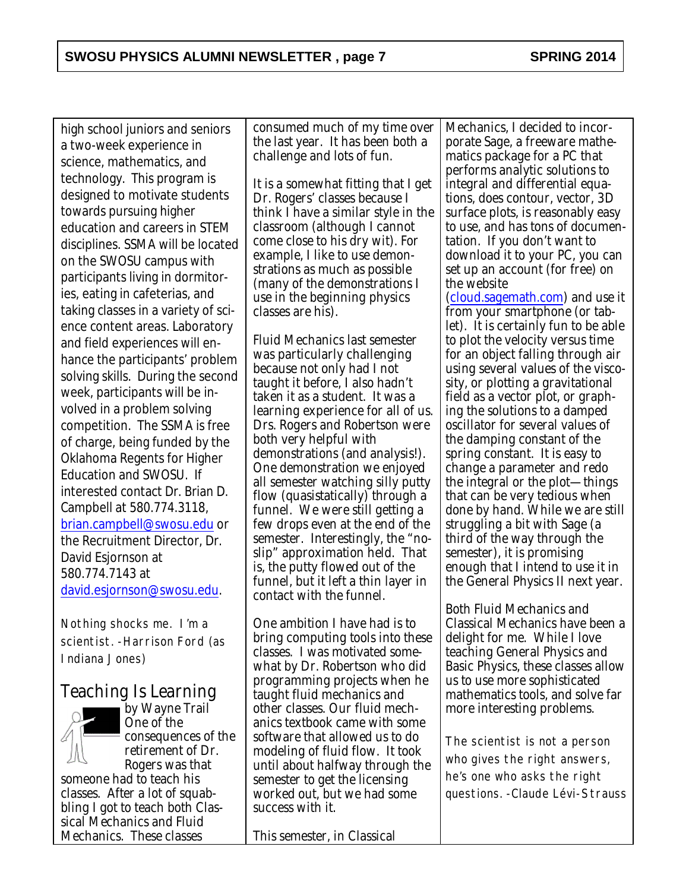high school juniors and seniors a two-week experience in science, mathematics, and technology. This program is designed to motivate students towards pursuing higher education and careers in STEM disciplines. SSMA will be located on the SWOSU campus with participants living in dormitories, eating in cafeterias, and taking classes in a variety of science content areas. Laboratory and field experiences will enhance the participants' problem solving skills. During the second week, participants will be involved in a problem solving competition. The SSMA is free of charge, being funded by the Oklahoma Regents for Higher Education and SWOSU. If interested contact Dr. Brian D. Campbell at 580.774.3118, brian.campbell@swosu.edu or the Recruitment Director, Dr. David Esjornson at 580.774.7143 at david.esjornson@swosu.edu.

*Nothing shocks me. I'm a scientist. -Harrison Ford (as Indiana Jones)*

## Teaching Is Learning

by Wayne Trail

One of the consequences of the retirement of Dr. Rogers was that someone had to teach his classes. After a lot of squabbling I got to teach both Classical Mechanics and Fluid Mechanics. These classes consumed much of my time over the last year. It has been both a challenge and lots of fun.

It is a somewhat fitting that I get Dr. Rogers' classes because I think I have a similar style in the classroom (although I cannot come close to his dry wit). For example, I like to use demonstrations as much as possible (many of the demonstrations I use in the beginning physics classes are his).

Fluid Mechanics last semester was particularly challenging because not only had I not taught it before, I also hadn't taken it as a student. It was a learning experience for all of us. Drs. Rogers and Robertson were both very helpful with demonstrations (and analysis!). One demonstration we enjoyed all semester watching silly putty flow (quasistatically) through a funnel. We were still getting a few drops even at the end of the semester. Interestingly, the "no-slip" approximation held. That is, the putty flowed out of the funnel, but it left a thin layer in contact with the funnel.

One ambition I have had is to bring computing tools into these classes. I was motivated somewhat by Dr. Robertson who did programming projects when he taught fluid mechanics and other classes. Our fluid mechanics textbook came with some software that allowed us to do modeling of fluid flow. It took until about halfway through the semester to get the licensing worked out, but we had some success with it.

This semester, in Classical Mechanics, I decided to incorporate Sage, a freeware mathematics package for a PC that performs analytic solutions to integral and differential equations, does contour, vector, 3D surface plots, is reasonably easy to use, and has tons of documentation. If you don't want to download it to your PC, you can set up an account (for free) on the website (cloud.sagemath.com) and use it from your smartphone (or tablet). It is certainly fun to be able to plot the velocity versus time for an object falling through air using several values of the viscosity, or plotting a gravitational field as a vector plot, or graphing the solutions to a damped oscillator for several values of the damping constant of the spring constant. It is easy to change a parameter and redo the integral or the plot—things that can be very tedious when done by hand. While we are still struggling a bit with Sage (a third of the way through the semester), it is promising enough that I intend to use it in the General Physics II next year.

Both Fluid Mechanics and Classical Mechanics have been a delight for me. While I love teaching General Physics and Basic Physics, these classes allow us to use more sophisticated mathematics tools, and solve far more interesting problems.

*The scientist is not a person who gives the right answers, he's one who asks the right questions. -Claude Lévi-Strauss*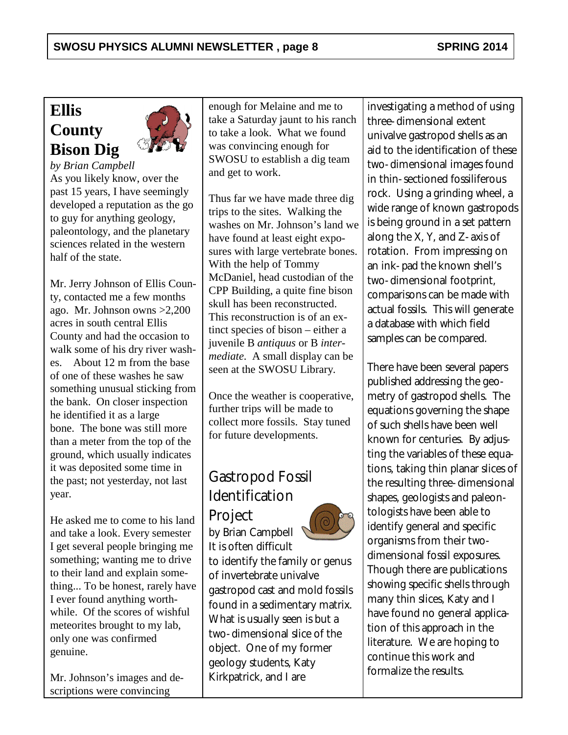## Ellis County Bison Dig

*by Brian Campbell*

As you likely know, over the past 15 years, I have seemingly developed a reputation as the go to guy for anything geology, paleontology, and the planetary sciences related in the western half of the state.

Mr. Jerry Johnson of Ellis County, contacted me a few months ago. Mr. Johnson owns >2,200 acres in south central Ellis County and had the occasion to walk some of his dry river washes. About 12 m from the base of one of these washes he saw something unusual sticking from the bank. On closer inspection he identified it as a large bone. The bone was still more than a meter from the top of the ground, which usually indicates it was deposited some time in the past; not yesterday, not last year.

He asked me to come to his land and take a look. Every semester I get several people bringing me something; wanting me to drive to their land and explain something... To be honest, rarely have I ever found anything worthwhile. Of the scores of wishful meteorites brought to my lab, only one was confirmed genuine.

Mr. Johnson's images and descriptions were convincing enough for Melaine and me to take a Saturday jaunt to his ranch to take a look. What we found was convincing enough for SWOSU to establish a dig team and get to work.

Thus far we have made three dig trips to the sites. Walking the washes on Mr. Johnson's land we have found at least eight exposures with large vertebrate bones. With the help of Tommy McDaniel, head custodian of the CPP Building, a quite fine bison skull has been reconstructed. This reconstruction is of an extinct species of bison – either a juvenile B *antiquus* or B *intermediate*. A small display can be seen at the SWOSU Library.

Once the weather is cooperative, further trips will be made to collect more fossils. Stay tuned for future developments.

## Gastropod Fossil Identification Project

by Brian Campbell

It is often difficult to identify the family or genus of invertebrate univalve gastropod cast and mold fossils found in a sedimentary matrix. What is usually seen is but a two-dimensional slice of the object. One of my former geology students, Katy Kirkpatrick, and I are investigating a method of using three-dimensional extent univalve gastropod shells as an aid to the identification of these two-dimensional images found in thin-sectioned fossiliferous rock. Using a grinding wheel, a wide range of known gastropods is being ground in a set pattern along the X, Y, and Z-axis of rotation. From impressing on an ink-pad the known shell's two-dimensional footprint, comparisons can be made with actual fossils. This will generate a database with which field samples can be compared.

There have been several papers published addressing the geometry of gastropod shells. The equations governing the shape of such shells have been well known for centuries. By adjusting the variables of these equations, taking thin planar slices of the resulting three-dimensional shapes, geologists and paleontologists have been able to identify general and specific organisms from their two-dimensional fossil exposures. Though there are publications showing specific shells through many thin slices, Katy and I have found no general application of this approach in the literature. We are hoping to continue this work and formalize the results.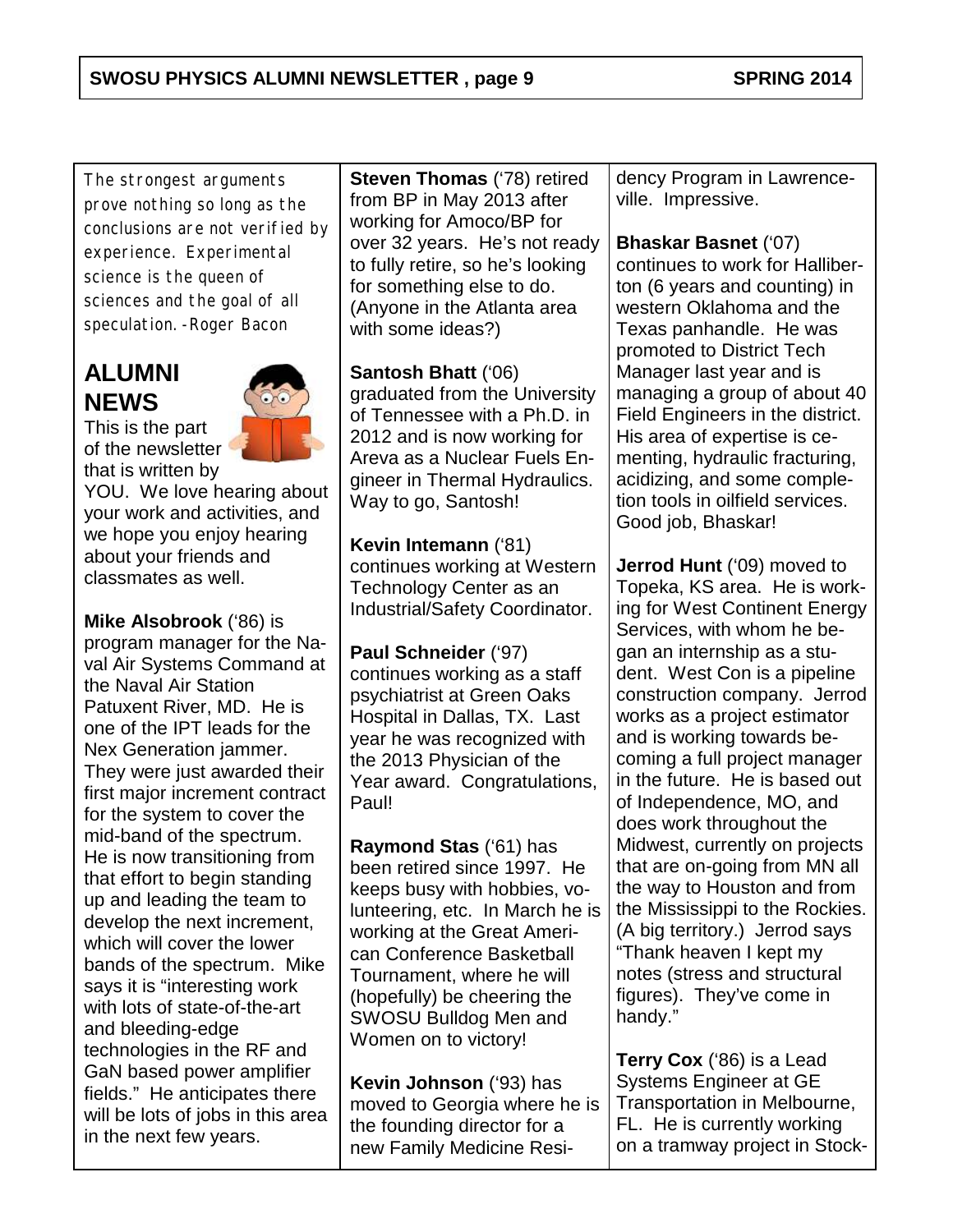*The strongest arguments prove nothing so long as the conclusions are not verified by experience. Experimental science is the queen of sciences and the goal of all speculation. -Roger Bacon*

## ALUMNI NEWS

This is the part of the newsletter that is written by YOU. We love hearing about your work and activities, and we hope you enjoy hearing about your friends and classmates as well.

**Mike Alsobrook** ('86) is program manager for the Naval Air Systems Command at the Naval Air Station Patuxent River, MD. He is one of the IPT leads for the Nex Generation jammer. They were just awarded their first major increment contract for the system to cover the mid-band of the spectrum. He is now transitioning from that effort to begin standing up and leading the team to develop the next increment, which will cover the lower bands of the spectrum. Mike says it is "interesting work with lots of state-of-the-art and bleeding-edge technologies in the RF and GaN based power amplifier fields." He anticipates there will be lots of jobs in this area in the next few years.

**Steven Thomas** ('78) retired from BP in May 2013 after working for Amoco/BP for over 32 years. He's not ready to fully retire, so he's looking for something else to do. (Anyone in the Atlanta area with some ideas?)

**Santosh Bhatt** ('06) graduated from the University of Tennessee with a Ph.D. in 2012 and is now working for Areva as a Nuclear Fuels Engineer in Thermal Hydraulics. Way to go, Santosh!

**Kevin Intemann** ('81) continues working at Western Technology Center as an Industrial/Safety Coordinator.

**Paul Schneider** ('97) continues working as a staff psychiatrist at Green Oaks Hospital in Dallas, TX. Last year he was recognized with the 2013 Physician of the Year award. Congratulations, Paul!

**Raymond Stas** ('61) has been retired since 1997. He keeps busy with hobbies, volunteering, etc. In March he is working at the Great American Conference Basketball Tournament, where he will (hopefully) be cheering the SWOSU Bulldog Men and Women on to victory!

**Kevin Johnson** ('93) has moved to Georgia where he is the founding director for a new Family Medicine Residency Program in Lawrenceville. Impressive.

**Bhaskar Basnet** ('07) continues to work for Halliberton (6 years and counting) in western Oklahoma and the Texas panhandle. He was promoted to District Tech Manager last year and is managing a group of about 40 Field Engineers in the district. His area of expertise is cementing, hydraulic fracturing, acidizing, and some completion tools in oilfield services. Good job, Bhaskar!

**Jerrod Hunt** ('09) moved to Topeka, KS area. He is working for West Continent Energy Services, with whom he began an internship as a student. West Con is a pipeline construction company. Jerrod works as a project estimator and is working towards becoming a full project manager in the future. He is based out of Independence, MO, and does work throughout the Midwest, currently on projects that are on-going from MN all the way to Houston and from the Mississippi to the Rockies. (A big territory.) Jerrod says "Thank heaven I kept my notes (stress and structural figures). They've come in handy."

**Terry Cox** ('86) is a Lead Systems Engineer at GE Transportation in Melbourne, FL. He is currently working on a tramway project in Stock-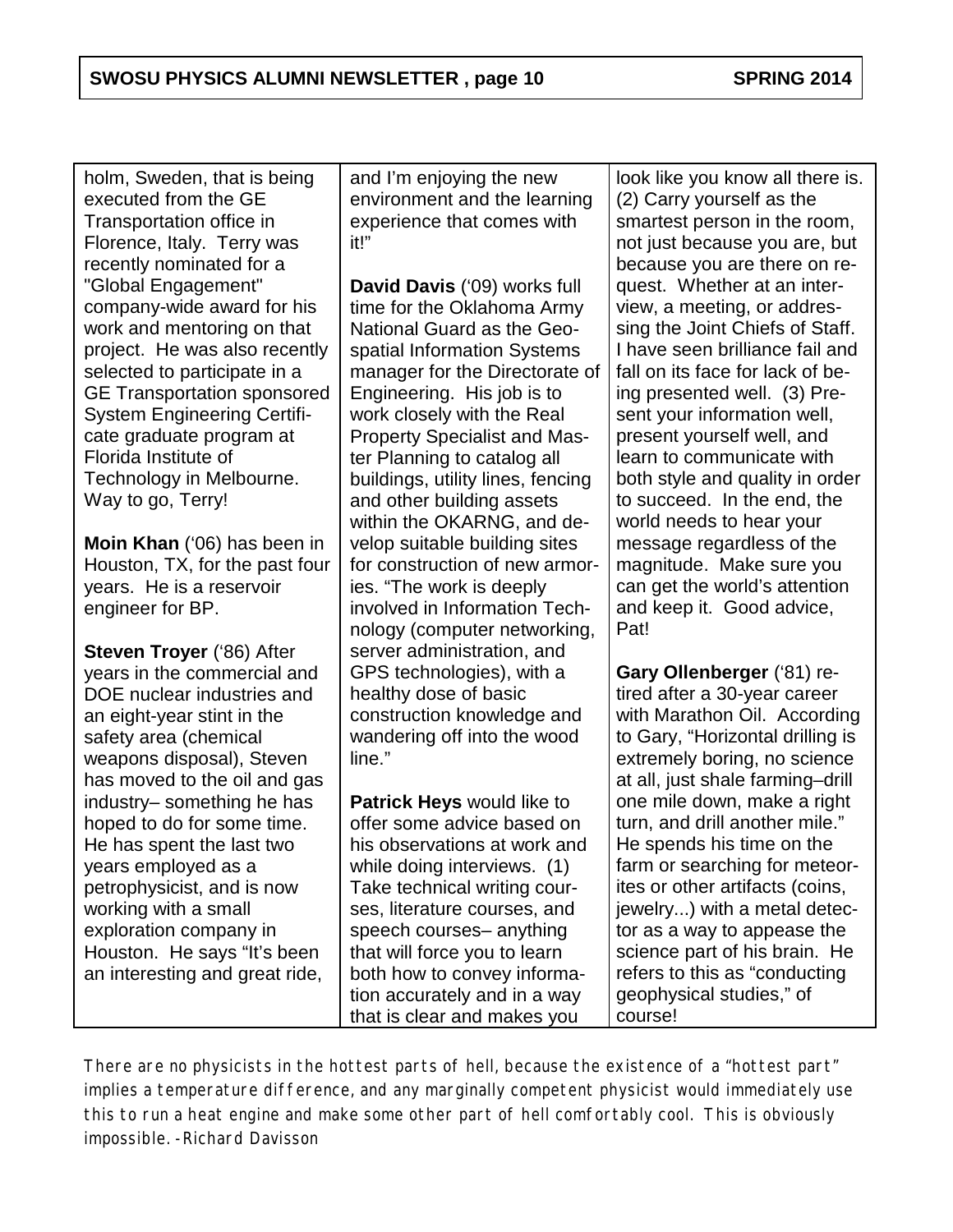holm, Sweden, that is being executed from the GE Transportation office in Florence, Italy. Terry was recently nominated for a "Global Engagement" company-wide award for his work and mentoring on that project. He was also recently selected to participate in a GE Transportation sponsored System Engineering Certificate graduate program at Florida Institute of Technology in Melbourne. Way to go, Terry!

**Moin Khan** ('06) has been in Houston, TX, for the past four years. He is a reservoir engineer for BP.

**Steven Troyer** ('86) After years in the commercial and DOE nuclear industries and an eight-year stint in the safety area (chemical weapons disposal), Steven has moved to the oil and gas industry– something he has hoped to do for some time. He has spent the last two years employed as a petrophysicist, and is now working with a small exploration company in Houston. He says "It's been an interesting and great ride, and I'm enjoying the new environment and the learning experience that comes with it!"

**David Davis** ('09) works full time for the Oklahoma Army National Guard as the Geospatial Information Systems manager for the Directorate of Engineering. His job is to work closely with the Real Property Specialist and Master Planning to catalog all buildings, utility lines, fencing and other building assets within the OKARNG, and develop suitable building sites for construction of new armories. "The work is deeply involved in Information Technology (computer networking, server administration, and GPS technologies), with a healthy dose of basic construction knowledge and wandering off into the wood line."

**Patrick Heys** would like to offer some advice based on his observations at work and while doing interviews. (1) Take technical writing courses, literature courses, and speech courses– anything that will force you to learn both how to convey information accurately and in a way that is clear and makes you look like you know all there is. (2) Carry yourself as the smartest person in the room, not just because you are, but because you are there on request. Whether at an interview, a meeting, or addressing the Joint Chiefs of Staff. I have seen brilliance fail and fall on its face for lack of being presented well. (3) Present your information well, present yourself well, and learn to communicate with both style and quality in order to succeed. In the end, the world needs to hear your message regardless of the magnitude. Make sure you can get the world's attention and keep it. Good advice, Pat!

**Gary Ollenberger** ('81) retired after a 30-year career with Marathon Oil. According to Gary, "Horizontal drilling is extremely boring, no science at all, just shale farming–drill one mile down, make a right turn, and drill another mile." He spends his time on the farm or searching for meteorites or other artifacts (coins, jewelry...) with a metal detector as a way to appease the science part of his brain. He refers to this as "conducting geophysical studies," of course!

There are no physicists in the hottest parts of hell, because the existence of a "hottest part" implies a temperature difference, and any marginally competent physicist would immediately use this to run a heat engine and make some other part of hell comfortably cool. This is obviously impossible. -Richard Davisson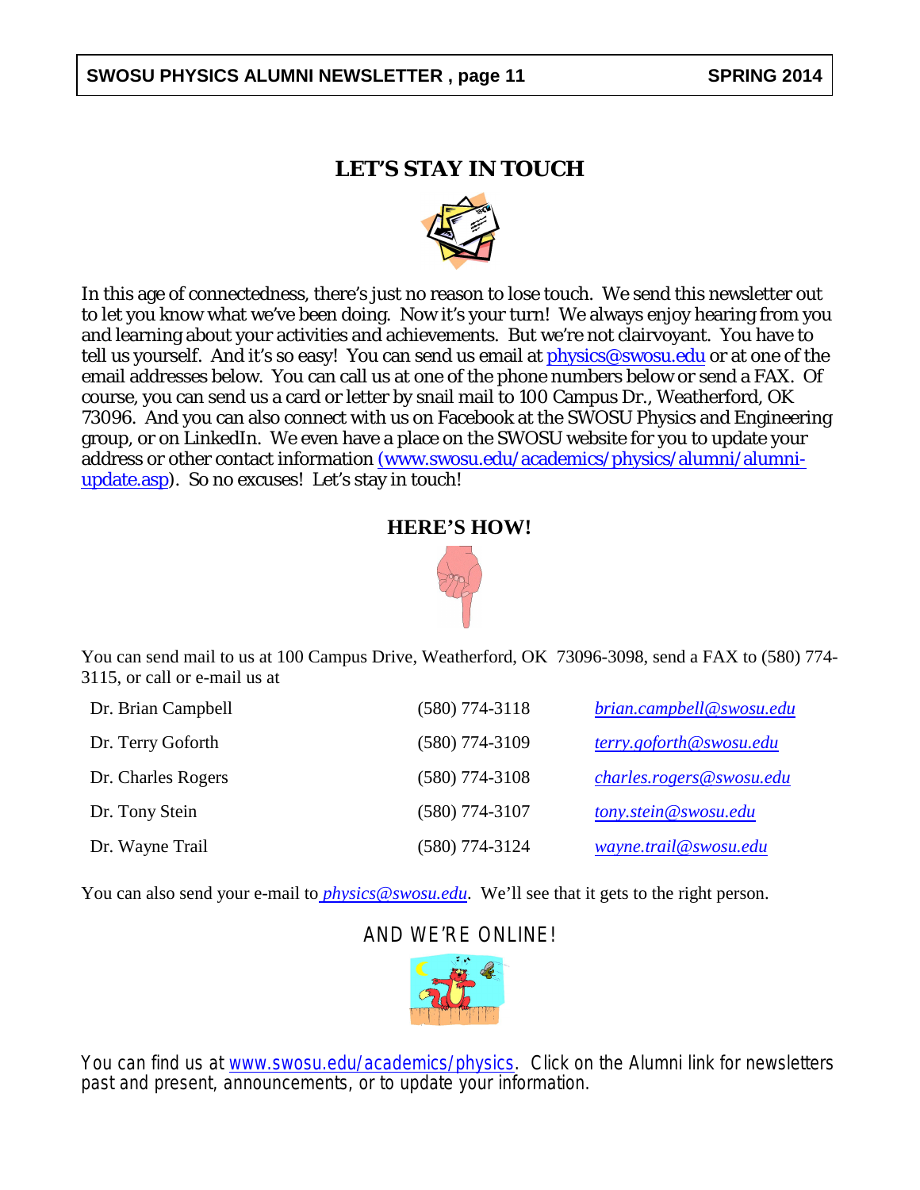## LET'S STAY IN TOUCH

In this age of connectedness, there's just no reason to lose touch. We send this newsletter out to let you know what we've been doing. Now it's your turn! We always enjoy hearing from you and learning about your activities and achievements. But we're not clairvoyant. You have to tell us yourself. And it's so easy! You can send us email at physics@swosu.edu or at one of the email addresses below. You can call us at one of the phone numbers below or send a FAX. Of course, you can send us a card or letter by snail mail to 100 Campus Dr., Weatherford, OK 73096. And you can also connect with us on Facebook at the SWOSU Physics and Engineering group, or on LinkedIn. We even have a place on the SWOSU website for you to update your address or other contact information (www.swosu.edu/academics/physics/alumni/alumni-update.asp). So no excuses! Let's stay in touch!

## HERE'S HOW!

You can send mail to us at 100 Campus Drive, Weatherford, OK 73096-3098, send a FAX to (580) 774-3115, or call or e-mail us at

| | | |
|---|---|---|
| Dr. Brian Campbell | (580) 774-3118 | *brian.campbell@swosu.edu* |
| Dr. Terry Goforth | (580) 774-3109 | *terry.goforth@swosu.edu* |
| Dr. Charles Rogers | (580) 774-3108 | *charles.rogers@swosu.edu* |
| Dr. Tony Stein | (580) 774-3107 | *tony.stein@swosu.edu* |
| Dr. Wayne Trail | (580) 774-3124 | *wayne.trail@swosu.edu* |

You can also send your e-mail to *physics@swosu.edu*. We'll see that it gets to the right person.

## AND WE'RE ONLINE!

You can find us at www.swosu.edu/academics/physics. Click on the Alumni link for newsletters past and present, announcements, or to update your information.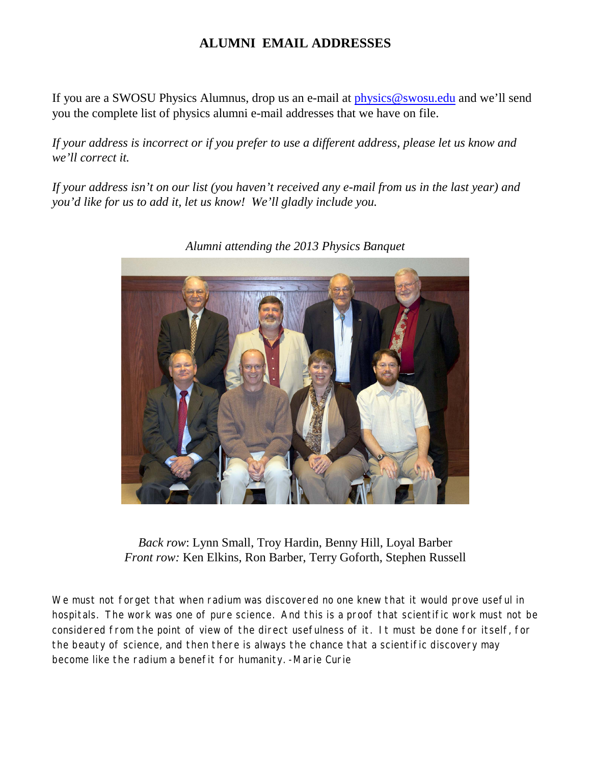# ALUMNI EMAIL ADDRESSES

If you are a SWOSU Physics Alumnus, drop us an e-mail at physics@swosu.edu and we'll send you the complete list of physics alumni e-mail addresses that we have on file.

*If your address is incorrect or if you prefer to use a different address, please let us know and we'll correct it.*

*If your address isn't on our list (you haven't received any e-mail from us in the last year) and you'd like for us to add it, let us know! We'll gladly include you.*

*Alumni attending the 2013 Physics Banquet*

*Back row*: Lynn Small, Troy Hardin, Benny Hill, Loyal Barber
*Front row:* Ken Elkins, Ron Barber, Terry Goforth, Stephen Russell

We must not forget that when radium was discovered no one knew that it would prove useful in hospitals. The work was one of pure science. And this is a proof that scientific work must not be considered from the point of view of the direct usefulness of it. It must be done for itself, for the beauty of science, and then there is always the chance that a scientific discovery may become like the radium a benefit for humanity. -Marie Curie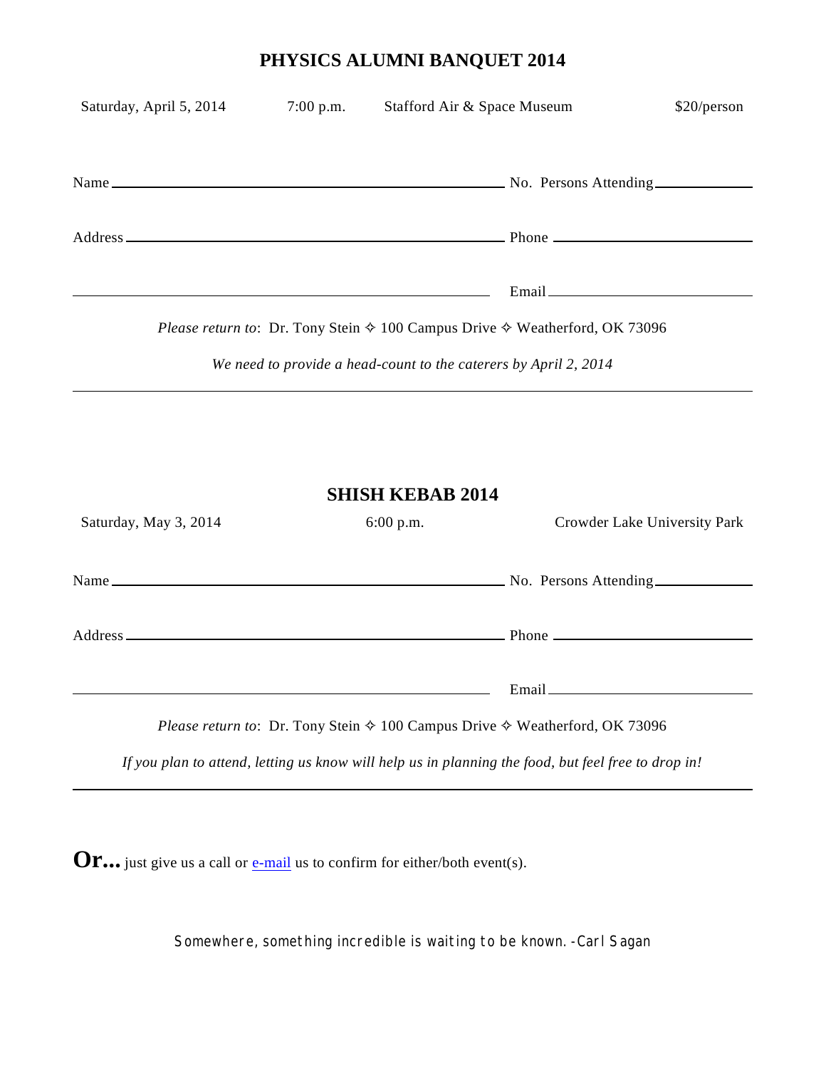## PHYSICS ALUMNI BANQUET 2014

Saturday, April 5, 2014 7:00 p.m. Stafford Air & Space Museum $20/person

Name ______________________________ No. Persons Attending __________

Address ______________________________ Phone ____________________

______________________________ Email ____________________

*Please return to*: Dr. Tony Stein ✧ 100 Campus Drive ✧ Weatherford, OK 73096

*We need to provide a head-count to the caterers by April 2, 2014*

---

## SHISH KEBAB 2014

Saturday, May 3, 2014 6:00 p.m. Crowder Lake University Park

Name ______________________________ No. Persons Attending __________

Address ______________________________ Phone ____________________

______________________________ Email ____________________

*Please return to*: Dr. Tony Stein ✧ 100 Campus Drive ✧ Weatherford, OK 73096

*If you plan to attend, letting us know will help us in planning the food, but feel free to drop in!*

---

**Or...** just give us a call or e-mail us to confirm for either/both event(s).

Somewhere, something incredible is waiting to be known. -Carl Sagan